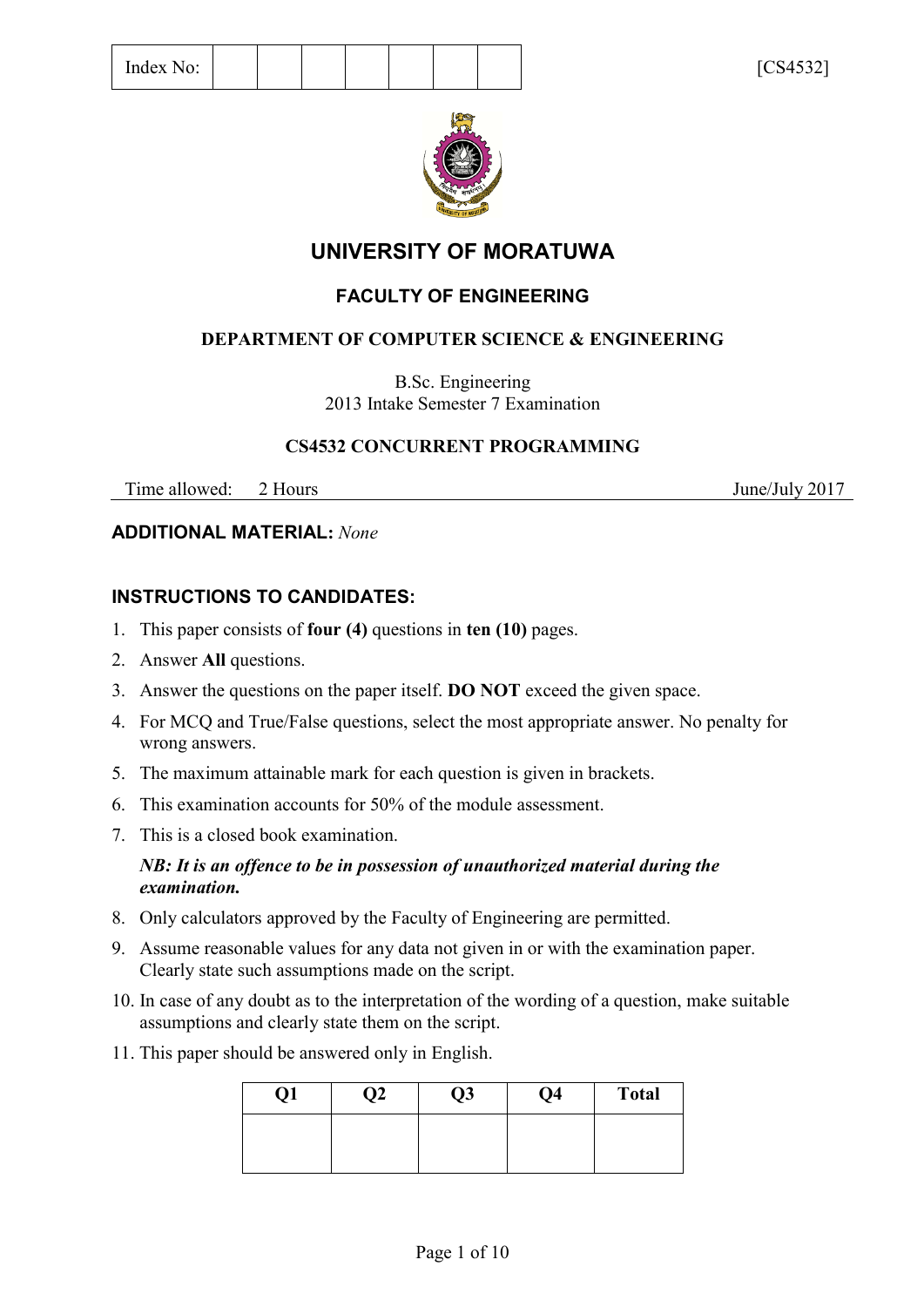| Index No: | | | | | | | |
|---|---|---|---|---|---|---|---|

[CS4532]

# UNIVERSITY OF MORATUWA

## FACULTY OF ENGINEERING

### DEPARTMENT OF COMPUTER SCIENCE & ENGINEERING

B.Sc. Engineering
2013 Intake Semester 7 Examination

### CS4532 CONCURRENT PROGRAMMING

Time allowed: 2 Hours — June/July 2017

**ADDITIONAL MATERIAL:** *None*

**INSTRUCTIONS TO CANDIDATES:**

1. This paper consists of **four (4)** questions in **ten (10)** pages.
2. Answer **All** questions.
3. Answer the questions on the paper itself. **DO NOT** exceed the given space.
4. For MCQ and True/False questions, select the most appropriate answer. No penalty for wrong answers.
5. The maximum attainable mark for each question is given in brackets.
6. This examination accounts for 50% of the module assessment.
7. This is a closed book examination.

   ***NB: It is an offence to be in possession of unauthorized material during the examination.***
8. Only calculators approved by the Faculty of Engineering are permitted.
9. Assume reasonable values for any data not given in or with the examination paper. Clearly state such assumptions made on the script.
10. In case of any doubt as to the interpretation of the wording of a question, make suitable assumptions and clearly state them on the script.
11. This paper should be answered only in English.

| Q1 | Q2 | Q3 | Q4 | Total |
|---|---|---|---|---|
| | | | | |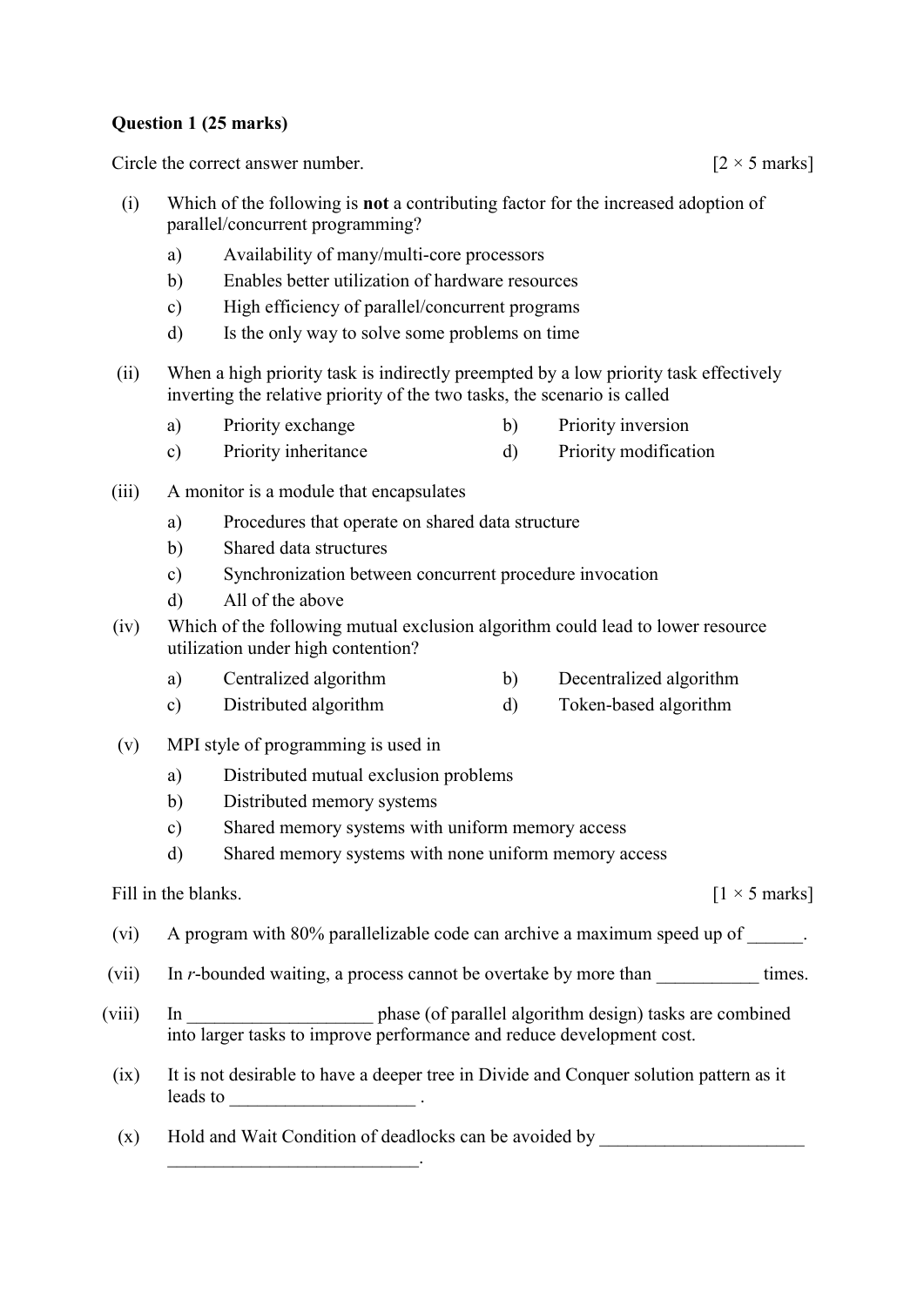**Question 1 (25 marks)**

Circle the correct answer number. [2 × 5 marks]

(i) Which of the following is **not** a contributing factor for the increased adoption of parallel/concurrent programming?

a) Availability of many/multi-core processors
b) Enables better utilization of hardware resources
c) High efficiency of parallel/concurrent programs
d) Is the only way to solve some problems on time

(ii) When a high priority task is indirectly preempted by a low priority task effectively inverting the relative priority of the two tasks, the scenario is called

a) Priority exchange
b) Priority inversion
c) Priority inheritance
d) Priority modification

(iii) A monitor is a module that encapsulates

a) Procedures that operate on shared data structure
b) Shared data structures
c) Synchronization between concurrent procedure invocation
d) All of the above

(iv) Which of the following mutual exclusion algorithm could lead to lower resource utilization under high contention?

a) Centralized algorithm
b) Decentralized algorithm
c) Distributed algorithm
d) Token-based algorithm

(v) MPI style of programming is used in

a) Distributed mutual exclusion problems
b) Distributed memory systems
c) Shared memory systems with uniform memory access
d) Shared memory systems with none uniform memory access

Fill in the blanks. [1 × 5 marks]

(vi) A program with 80% parallelizable code can archive a maximum speed up of ______.

(vii) In *r*-bounded waiting, a process cannot be overtake by more than ___________ times.

(viii) In ____________________ phase (of parallel algorithm design) tasks are combined into larger tasks to improve performance and reduce development cost.

(ix) It is not desirable to have a deeper tree in Divide and Conquer solution pattern as it leads to ____________________ .

(x) Hold and Wait Condition of deadlocks can be avoided by ______________________ ___________________________.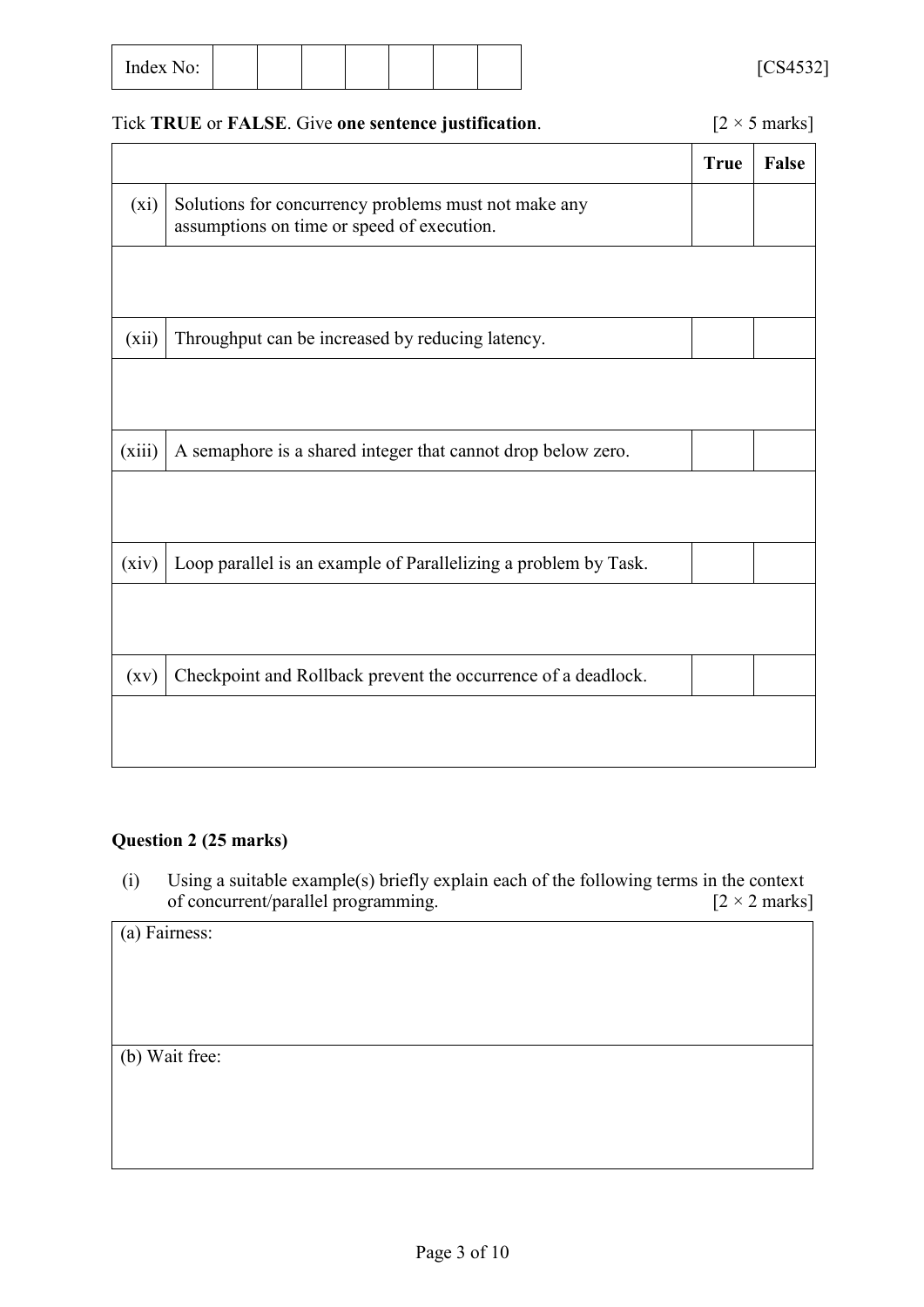| Index No: | | | | | | | |
|---|---|---|---|---|---|---|---|

[CS4532]

Tick **TRUE** or **FALSE**. Give **one sentence justification**. [2 × 5 marks]

| | | True | False |
|---|---|---|---|
| (xi) | Solutions for concurrency problems must not make any assumptions on time or speed of execution. | | |
| | | | |
| (xii) | Throughput can be increased by reducing latency. | | |
| | | | |
| (xiii) | A semaphore is a shared integer that cannot drop below zero. | | |
| | | | |
| (xiv) | Loop parallel is an example of Parallelizing a problem by Task. | | |
| | | | |
| (xv) | Checkpoint and Rollback prevent the occurrence of a deadlock. | | |
| | | | |

## Question 2 (25 marks)

(i) Using a suitable example(s) briefly explain each of the following terms in the context of concurrent/parallel programming. [2 × 2 marks]

| (a) Fairness: |
|---|
| (b) Wait free: |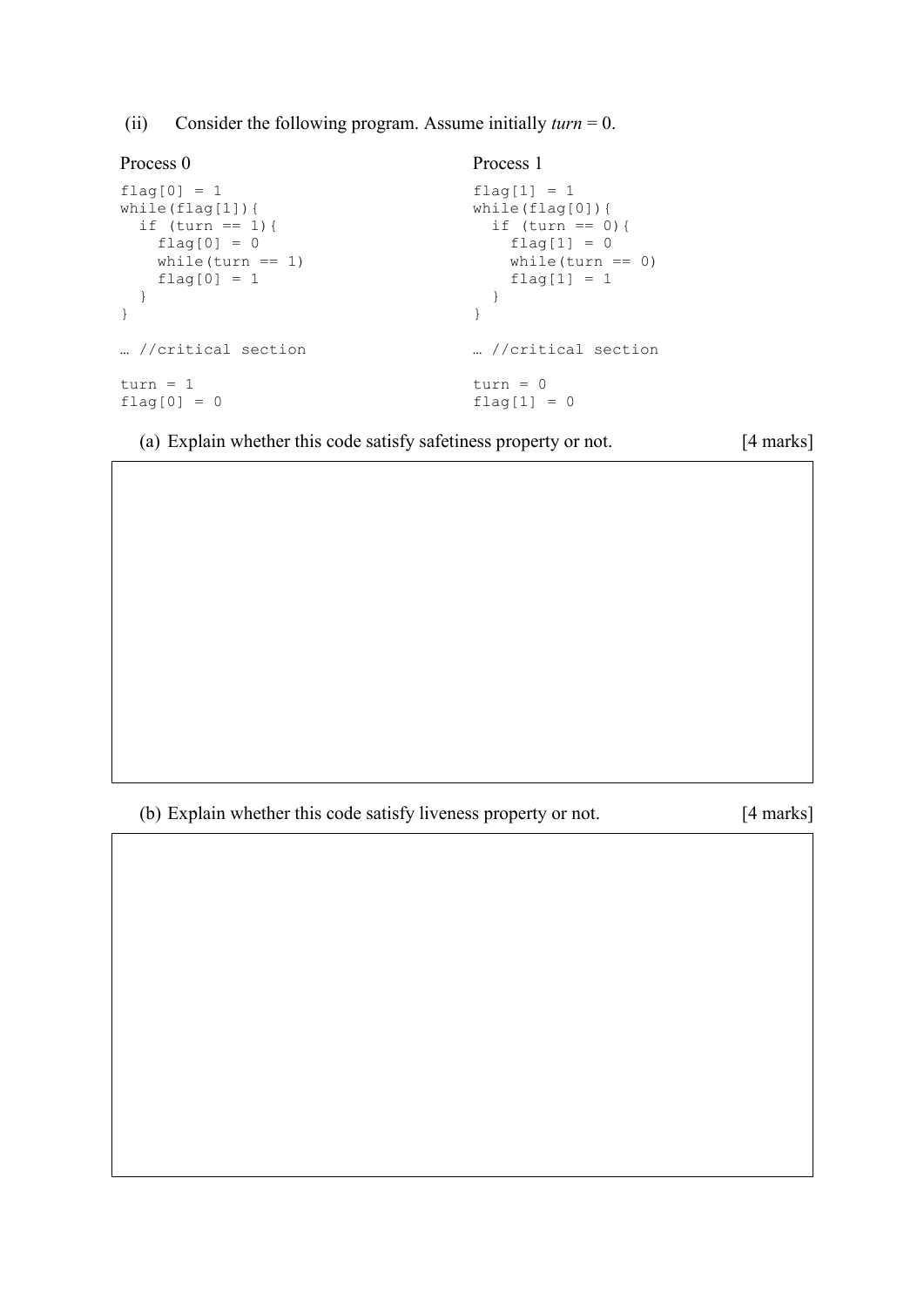(ii) Consider the following program. Assume initially *turn* = 0.

Process 0

```
flag[0] = 1
while(flag[1]){
  if (turn == 1){
    flag[0] = 0
    while(turn == 1)
    flag[0] = 1
  }
}

… //critical section

turn = 1
flag[0] = 0
```

Process 1

```
flag[1] = 1
while(flag[0]){
  if (turn == 0){
    flag[1] = 0
    while(turn == 0)
    flag[1] = 1
  }
}

… //critical section

turn = 0
flag[1] = 0
```

(a) Explain whether this code satisfy safetiness property or not. [4 marks]

(b) Explain whether this code satisfy liveness property or not. [4 marks]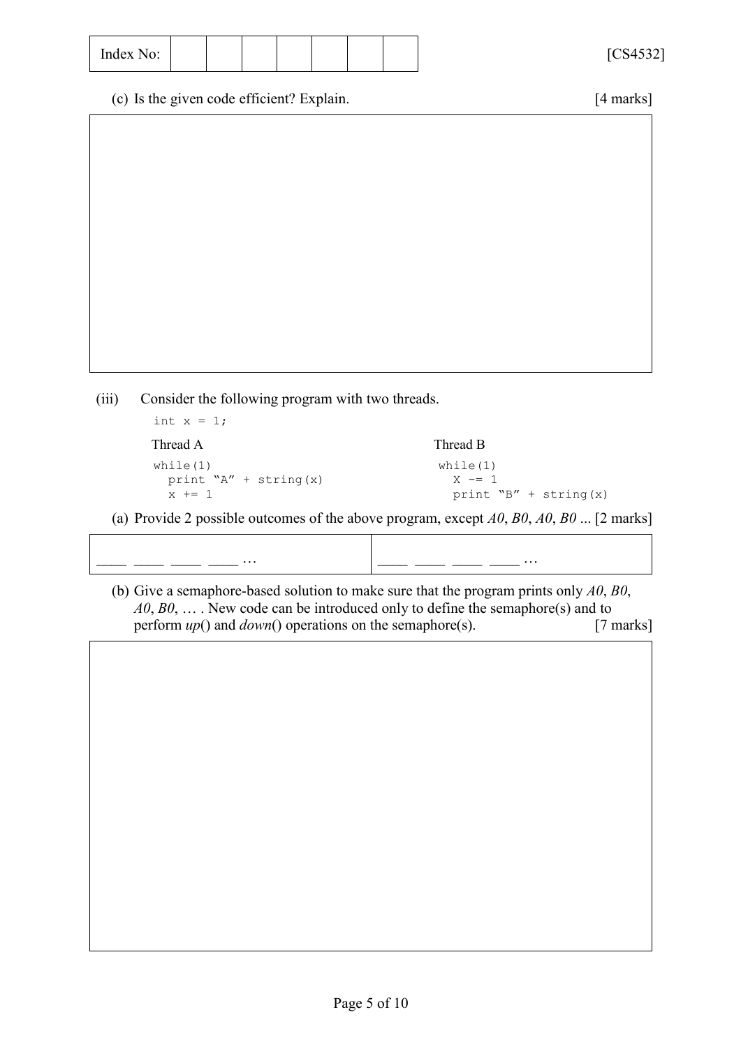Index No: | | | | | | | | [CS4532]

(c) Is the given code efficient? Explain. [4 marks]

(iii) Consider the following program with two threads.

```
int x = 1;
```

Thread A

```
while(1)
  print "A" + string(x)
  x += 1
```

Thread B

```
while(1)
  X -= 1
  print "B" + string(x)
```

(a) Provide 2 possible outcomes of the above program, except *A0*, *B0*, *A0*, *B0* ... [2 marks]

| ____ ____ ____ ____ … | ____ ____ ____ ____ … |
|---|---|

(b) Give a semaphore-based solution to make sure that the program prints only *A0*, *B0*, *A0*, *B0*, … . New code can be introduced only to define the semaphore(s) and to perform *up*() and *down*() operations on the semaphore(s). [7 marks]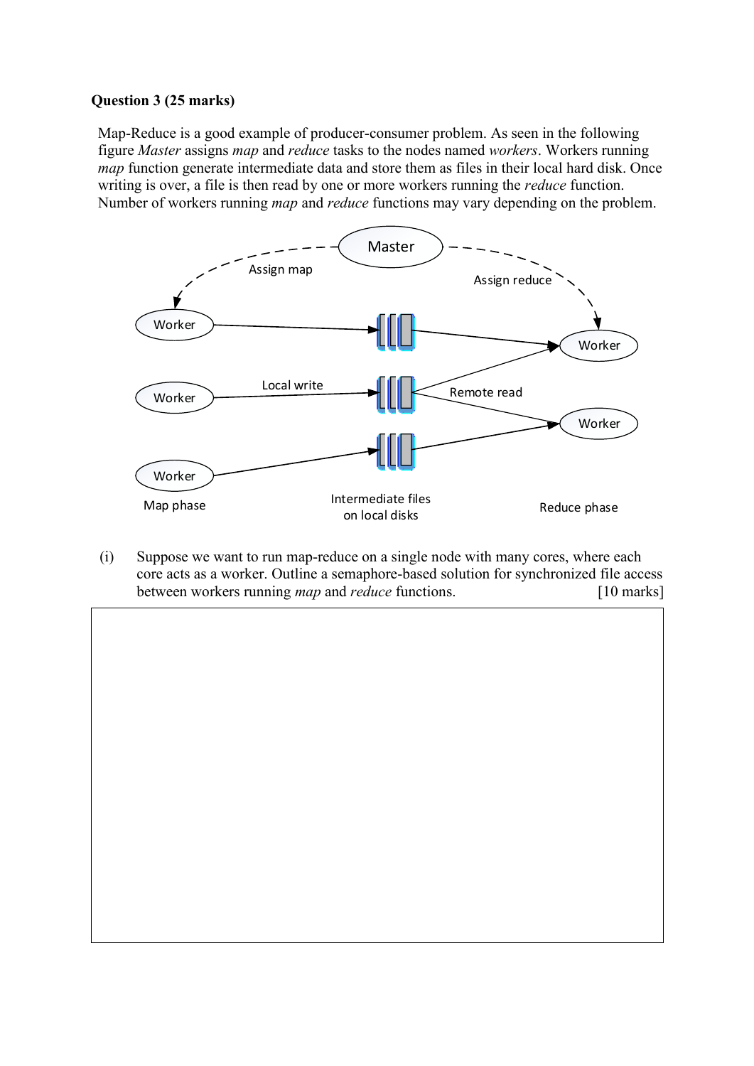**Question 3 (25 marks)**

Map-Reduce is a good example of producer-consumer problem. As seen in the following figure *Master* assigns *map* and *reduce* tasks to the nodes named *workers*. Workers running *map* function generate intermediate data and store them as files in their local hard disk. Once writing is over, a file is then read by one or more workers running the *reduce* function. Number of workers running *map* and *reduce* functions may vary depending on the problem.

Master

Assign map

Assign reduce

Worker

Worker

Worker

Worker

Worker

Local write

Remote read

Map phase

Intermediate files on local disks

Reduce phase

(i) Suppose we want to run map-reduce on a single node with many cores, where each core acts as a worker. Outline a semaphore-based solution for synchronized file access between workers running *map* and *reduce* functions. [10 marks]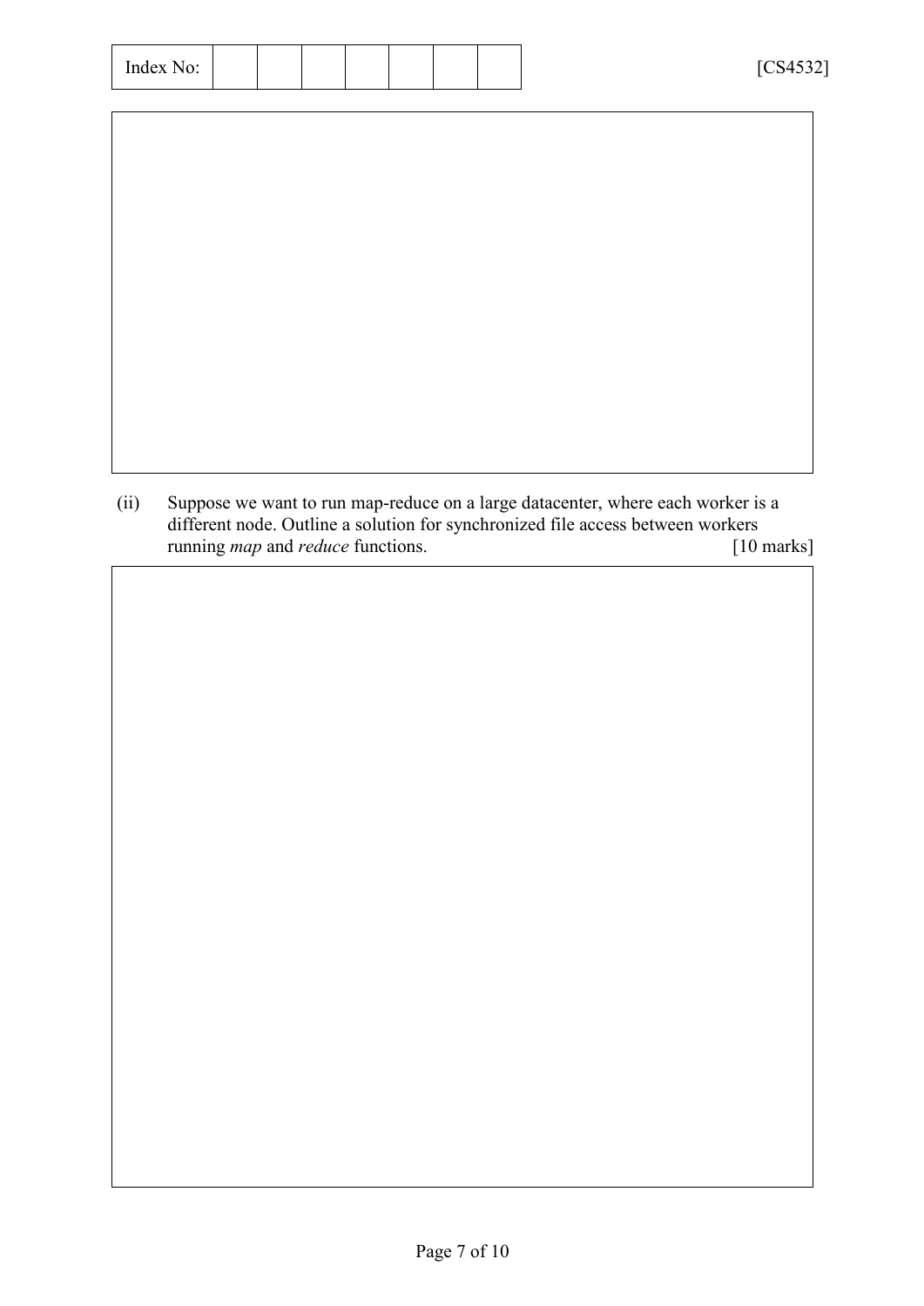(ii) Suppose we want to run map-reduce on a large datacenter, where each worker is a different node. Outline a solution for synchronized file access between workers running *map* and *reduce* functions. [10 marks]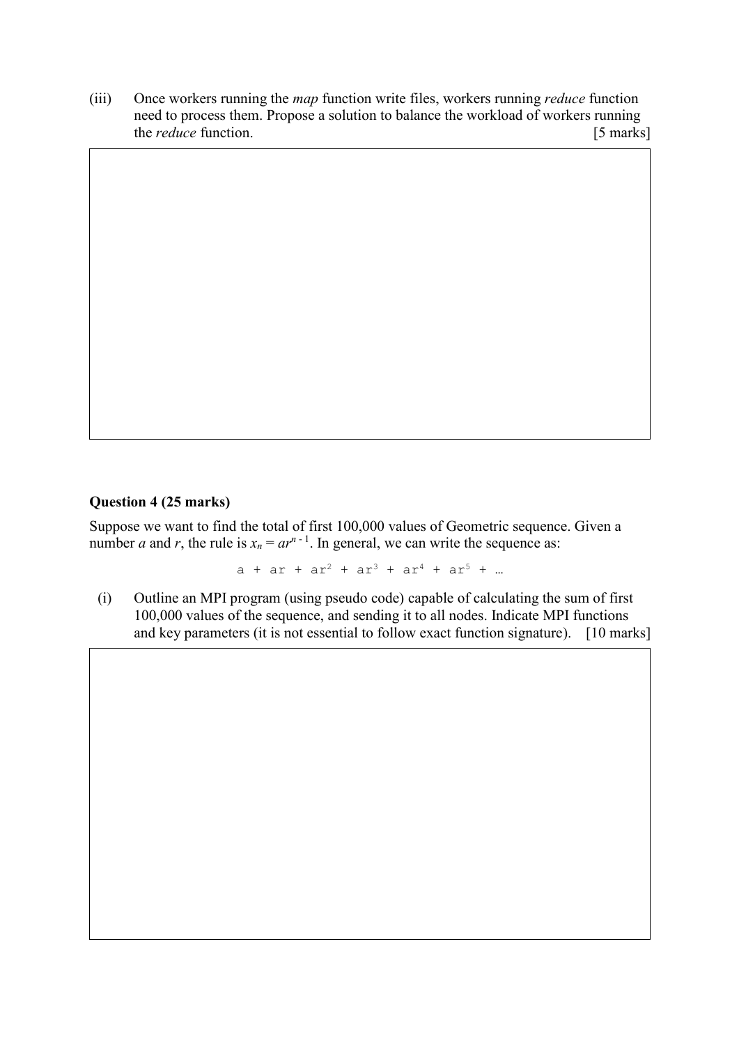(iii) Once workers running the *map* function write files, workers running *reduce* function need to process them. Propose a solution to balance the workload of workers running the *reduce* function. [5 marks]

## Question 4 (25 marks)

Suppose we want to find the total of first 100,000 values of Geometric sequence. Given a number *a* and *r*, the rule is $x_n = ar^{n-1}$. In general, we can write the sequence as:

$$a + ar + ar^2 + ar^3 + ar^4 + ar^5 + \ldots$$

(i) Outline an MPI program (using pseudo code) capable of calculating the sum of first 100,000 values of the sequence, and sending it to all nodes. Indicate MPI functions and key parameters (it is not essential to follow exact function signature). [10 marks]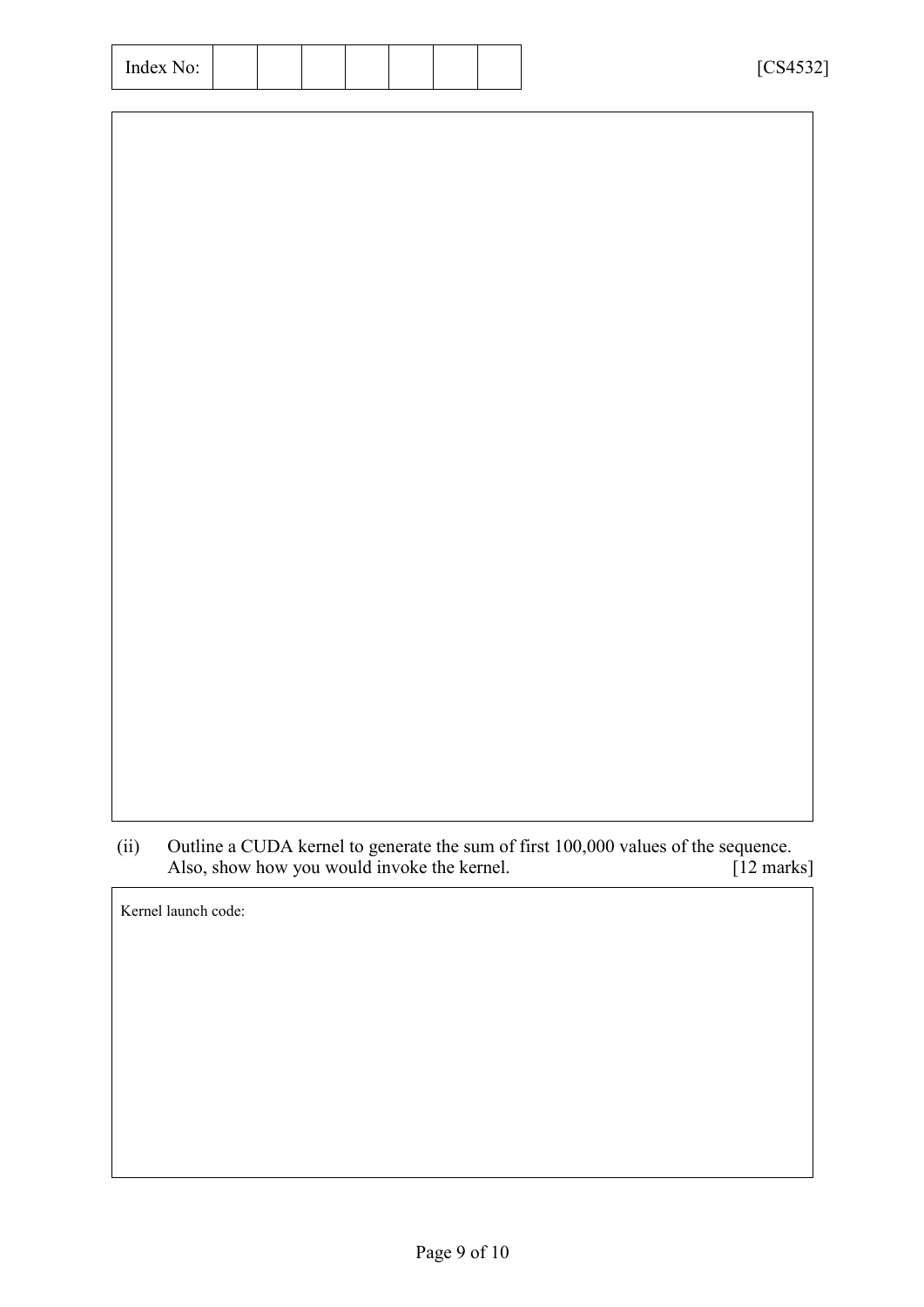(ii) Outline a CUDA kernel to generate the sum of first 100,000 values of the sequence. Also, show how you would invoke the kernel. [12 marks]

Kernel launch code: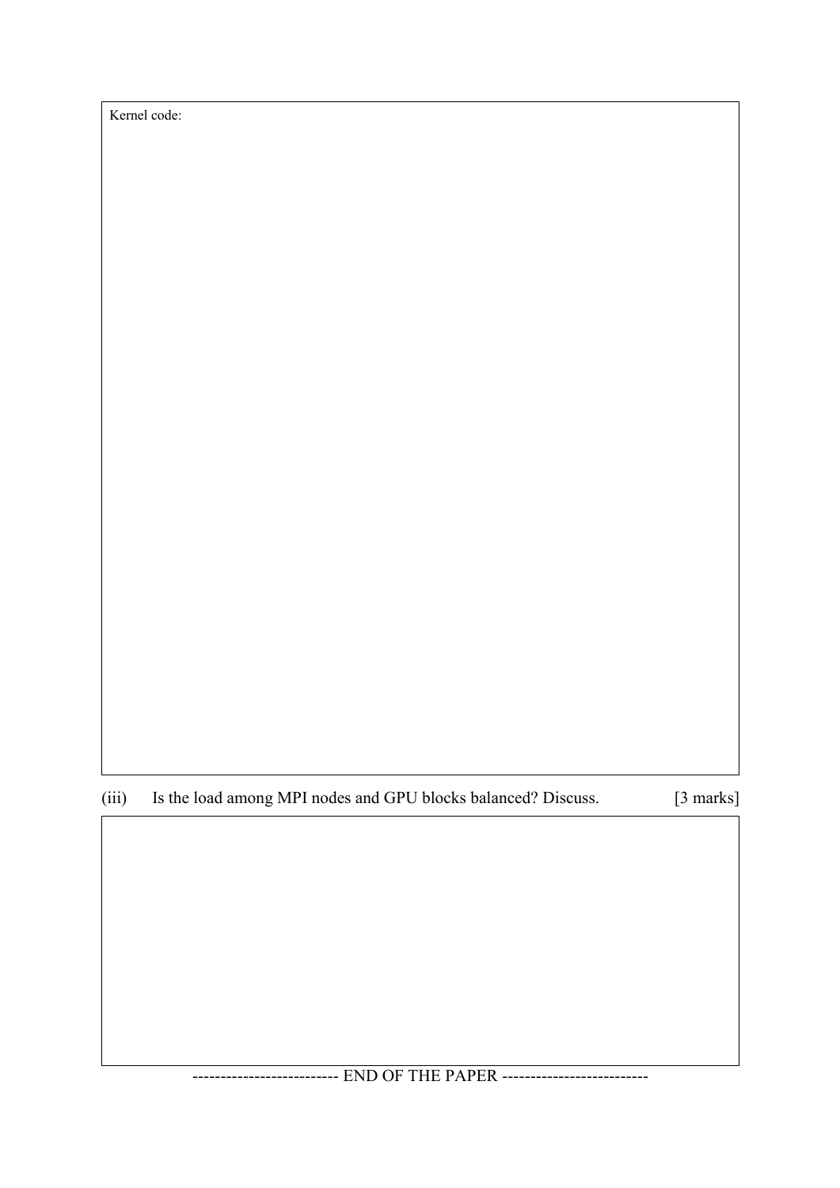Kernel code:

(iii) Is the load among MPI nodes and GPU blocks balanced? Discuss. [3 marks]

-------------------------- END OF THE PAPER --------------------------